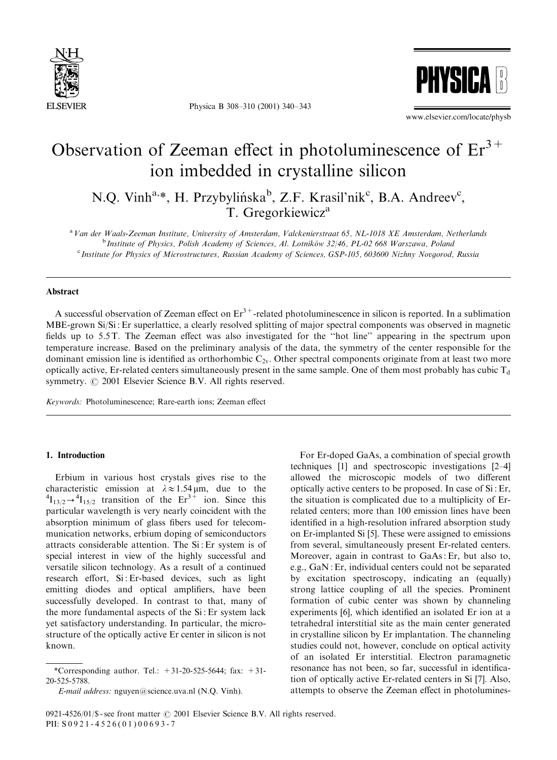# Observation of Zeeman effect in photoluminescence of $Er^{3+}$ ion imbedded in crystalline silicon

N.Q. Vinh[a,*], H. Przybylińska[b], Z.F. Krasil'nik[c], B.A. Andreev[c], T. Gregorkiewicz[a]

[a] Van der Waals-Zeeman Institute, University of Amsterdam, Valckenierstraat 65, NL-1018 XE Amsterdam, Netherlands
[b] Institute of Physics, Polish Academy of Sciences, Al. Lotników 32/46, PL-02 668 Warszawa, Poland
[c] Institute for Physics of Microstructures, Russian Academy of Sciences, GSP-105, 603600 Nizhny Novgorod, Russia

## Abstract

A successful observation of Zeeman effect on $Er^{3+}$-related photoluminescence in silicon is reported. In a sublimation MBE-grown Si/Si : Er superlattice, a clearly resolved splitting of major spectral components was observed in magnetic fields up to 5.5 T. The Zeeman effect was also investigated for the "hot line" appearing in the spectrum upon temperature increase. Based on the preliminary analysis of the data, the symmetry of the center responsible for the dominant emission line is identified as orthorhombic $C_{2v}$. Other spectral components originate from at least two more optically active, Er-related centers simultaneously present in the same sample. One of them most probably has cubic $T_d$ symmetry. © 2001 Elsevier Science B.V. All rights reserved.

*Keywords:* Photoluminescence; Rare-earth ions; Zeeman effect

## 1. Introduction

Erbium in various host crystals gives rise to the characteristic emission at $\lambda \approx 1.54\,\mu m$, due to the $^4I_{13/2} \rightarrow {}^4I_{15/2}$ transition of the $Er^{3+}$ ion. Since this particular wavelength is very nearly coincident with the absorption minimum of glass fibers used for telecommunication networks, erbium doping of semiconductors attracts considerable attention. The Si : Er system is of special interest in view of the highly successful and versatile silicon technology. As a result of a continued research effort, Si : Er-based devices, such as light emitting diodes and optical amplifiers, have been successfully developed. In contrast to that, many of the more fundamental aspects of the Si : Er system lack yet satisfactory understanding. In particular, the microstructure of the optically active Er center in silicon is not known.

For Er-doped GaAs, a combination of special growth techniques [1] and spectroscopic investigations [2–4] allowed the microscopic models of two different optically active centers to be proposed. In case of Si : Er, the situation is complicated due to a multiplicity of Er-related centers; more than 100 emission lines have been identified in a high-resolution infrared absorption study on Er-implanted Si [5]. These were assigned to emissions from several, simultaneously present Er-related centers. Moreover, again in contrast to GaAs : Er, but also to, e.g., GaN : Er, individual centers could not be separated by excitation spectroscopy, indicating an (equally) strong lattice coupling of all the species. Prominent formation of cubic center was shown by channeling experiments [6], which identified an isolated Er ion at a tetrahedral interstitial site as the main center generated in crystalline silicon by Er implantation. The channeling studies could not, however, conclude on optical activity of an isolated Er interstitial. Electron paramagnetic resonance has not been, so far, successful in identification of optically active Er-related centers in Si [7]. Also, attempts to observe the Zeeman effect in photolumines-

*Corresponding author. Tel.: +31-20-525-5644; fax: +31-20-525-5788.
*E-mail address:* nguyen@science.uva.nl (N.Q. Vinh).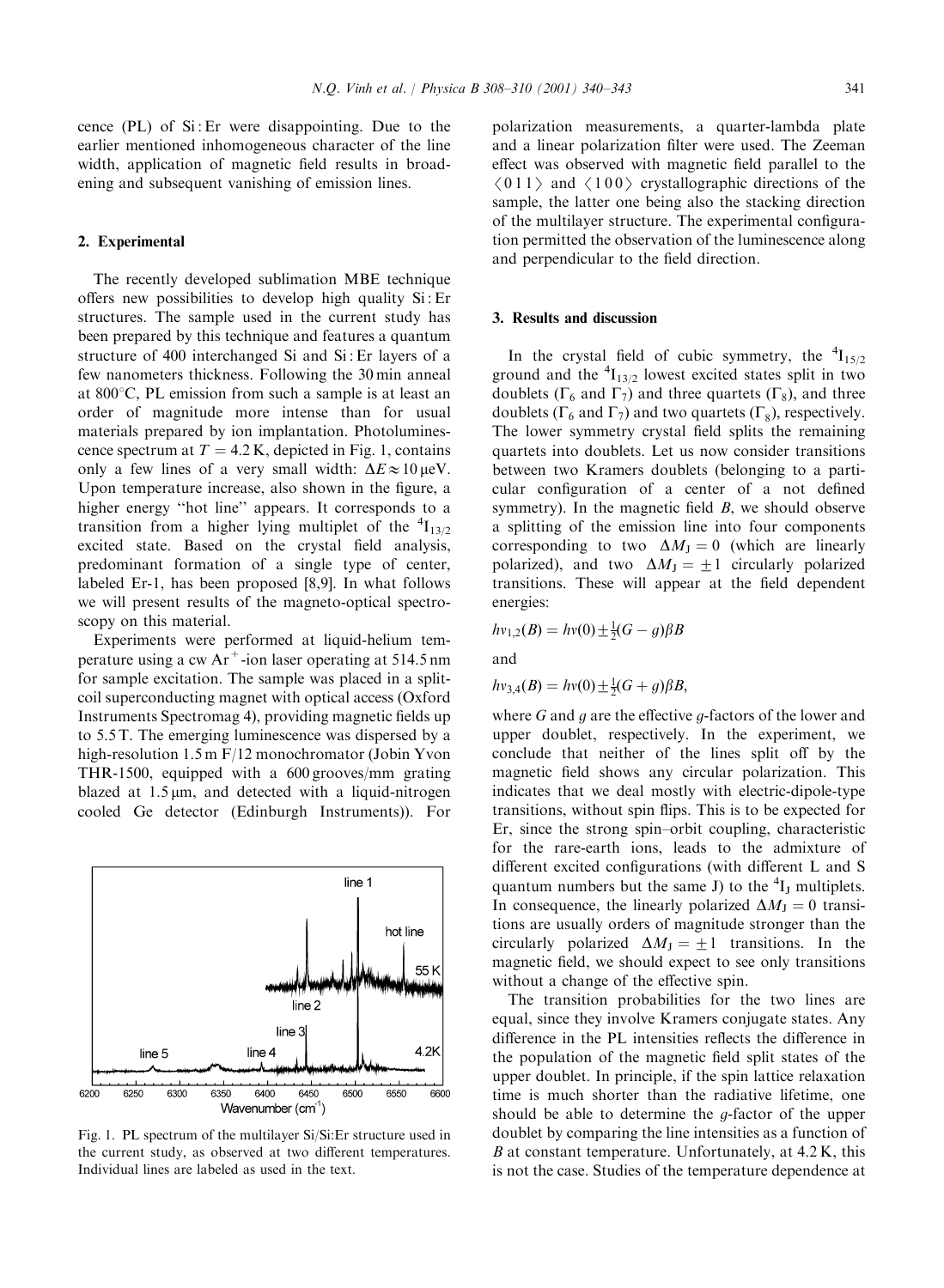cence (PL) of Si : Er were disappointing. Due to the earlier mentioned inhomogeneous character of the line width, application of magnetic field results in broadening and subsequent vanishing of emission lines.

## 2. Experimental

The recently developed sublimation MBE technique offers new possibilities to develop high quality Si : Er structures. The sample used in the current study has been prepared by this technique and features a quantum structure of 400 interchanged Si and Si : Er layers of a few nanometers thickness. Following the 30 min anneal at 800°C, PL emission from such a sample is at least an order of magnitude more intense than for usual materials prepared by ion implantation. Photoluminescence spectrum at $T = 4.2$ K, depicted in Fig. 1, contains only a few lines of a very small width: $\Delta E \approx 10\,\mu$eV. Upon temperature increase, also shown in the figure, a higher energy "hot line" appears. It corresponds to a transition from a higher lying multiplet of the $^4I_{13/2}$ excited state. Based on the crystal field analysis, predominant formation of a single type of center, labeled Er-1, has been proposed [8,9]. In what follows we will present results of the magneto-optical spectroscopy on this material.

Experiments were performed at liquid-helium temperature using a cw $Ar^+$-ion laser operating at 514.5 nm for sample excitation. The sample was placed in a split-coil superconducting magnet with optical access (Oxford Instruments Spectromag 4), providing magnetic fields up to 5.5 T. The emerging luminescence was dispersed by a high-resolution 1.5 m F/12 monochromator (Jobin Yvon THR-1500, equipped with a 600 grooves/mm grating blazed at 1.5 μm, and detected with a liquid-nitrogen cooled Ge detector (Edinburgh Instruments)). For polarization measurements, a quarter-lambda plate and a linear polarization filter were used. The Zeeman effect was observed with magnetic field parallel to the $\langle 011 \rangle$ and $\langle 100 \rangle$ crystallographic directions of the sample, the latter one being also the stacking direction of the multilayer structure. The experimental configuration permitted the observation of the luminescence along and perpendicular to the field direction.

Fig. 1. PL spectrum of the multilayer Si/Si:Er structure used in the current study, as observed at two different temperatures. Individual lines are labeled as used in the text.

## 3. Results and discussion

In the crystal field of cubic symmetry, the $^4I_{15/2}$ ground and the $^4I_{13/2}$ lowest excited states split in two doublets ($\Gamma_6$ and $\Gamma_7$) and three quartets ($\Gamma_8$), and three doublets ($\Gamma_6$ and $\Gamma_7$) and two quartets ($\Gamma_8$), respectively. The lower symmetry crystal field splits the remaining quartets into doublets. Let us now consider transitions between two Kramers doublets (belonging to a particular configuration of a center of a not defined symmetry). In the magnetic field $B$, we should observe a splitting of the emission line into four components corresponding to two $\Delta M_J = 0$ (which are linearly polarized), and two $\Delta M_J = \pm 1$ circularly polarized transitions. These will appear at the field dependent energies:

$$h\nu_{1,2}(B) = h\nu(0) \pm \tfrac{1}{2}(G - g)\beta B$$

and

$$h\nu_{3,4}(B) = h\nu(0) \pm \tfrac{1}{2}(G + g)\beta B,$$

where $G$ and $g$ are the effective $g$-factors of the lower and upper doublet, respectively. In the experiment, we conclude that neither of the lines split off by the magnetic field shows any circular polarization. This indicates that we deal mostly with electric-dipole-type transitions, without spin flips. This is to be expected for Er, since the strong spin–orbit coupling, characteristic for the rare-earth ions, leads to the admixture of different excited configurations (with different L and S quantum numbers but the same J) to the $^4I_J$ multiplets. In consequence, the linearly polarized $\Delta M_J = 0$ transitions are usually orders of magnitude stronger than the circularly polarized $\Delta M_J = \pm 1$ transitions. In the magnetic field, we should expect to see only transitions without a change of the effective spin.

The transition probabilities for the two lines are equal, since they involve Kramers conjugate states. Any difference in the PL intensities reflects the difference in the population of the magnetic field split states of the upper doublet. In principle, if the spin lattice relaxation time is much shorter than the radiative lifetime, one should be able to determine the $g$-factor of the upper doublet by comparing the line intensities as a function of $B$ at constant temperature. Unfortunately, at 4.2 K, this is not the case. Studies of the temperature dependence at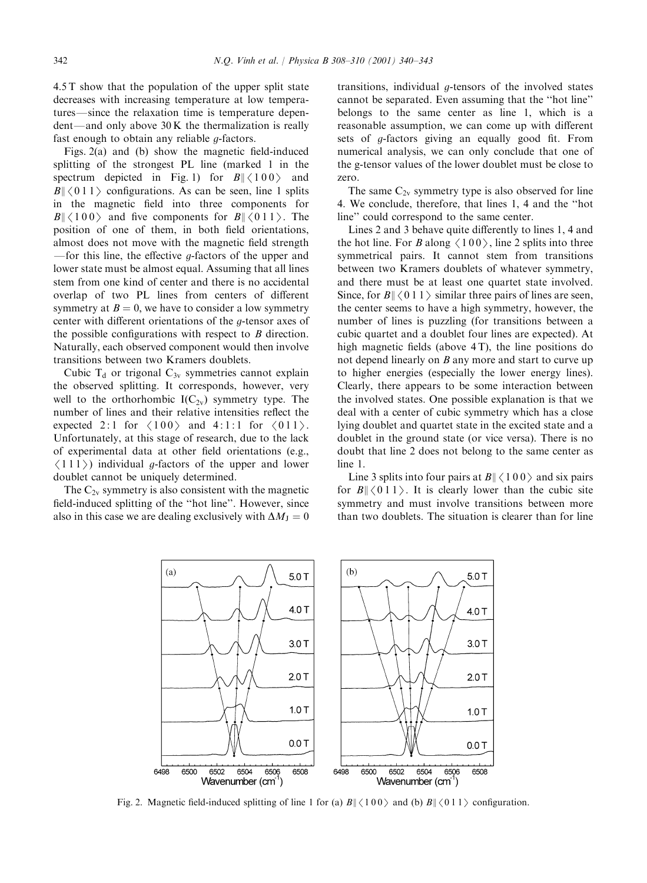4.5 T show that the population of the upper split state decreases with increasing temperature at low temperatures—since the relaxation time is temperature dependent—and only above 30 K the thermalization is really fast enough to obtain any reliable $g$-factors.

Figs. 2(a) and (b) show the magnetic field-induced splitting of the strongest PL line (marked 1 in the spectrum depicted in Fig. 1) for $B\|\langle 1\,0\,0\rangle$ and $B\|\langle 0\,1\,1\rangle$ configurations. As can be seen, line 1 splits in the magnetic field into three components for $B\|\langle 1\,0\,0\rangle$ and five components for $B\|\langle 0\,1\,1\rangle$. The position of one of them, in both field orientations, almost does not move with the magnetic field strength —for this line, the effective $g$-factors of the upper and lower state must be almost equal. Assuming that all lines stem from one kind of center and there is no accidental overlap of two PL lines from centers of different symmetry at $B = 0$, we have to consider a low symmetry center with different orientations of the $g$-tensor axes of the possible configurations with respect to $B$ direction. Naturally, each observed component would then involve transitions between two Kramers doublets.

Cubic $T_d$ or trigonal $C_{3v}$ symmetries cannot explain the observed splitting. It corresponds, however, very well to the orthorhombic I($C_{2v}$) symmetry type. The number of lines and their relative intensities reflect the expected 2 : 1 for $\langle 1\,0\,0\rangle$ and 4 : 1 : 1 for $\langle 0\,1\,1\rangle$. Unfortunately, at this stage of research, due to the lack of experimental data at other field orientations (e.g., $\langle 1\,1\,1\rangle$) individual $g$-factors of the upper and lower doublet cannot be uniquely determined.

The $C_{2v}$ symmetry is also consistent with the magnetic field-induced splitting of the "hot line". However, since also in this case we are dealing exclusively with $\Delta M_J = 0$ transitions, individual $g$-tensors of the involved states cannot be separated. Even assuming that the "hot line" belongs to the same center as line 1, which is a reasonable assumption, we can come up with different sets of $g$-factors giving an equally good fit. From numerical analysis, we can only conclude that one of the g-tensor values of the lower doublet must be close to zero.

The same $C_{2v}$ symmetry type is also observed for line 4. We conclude, therefore, that lines 1, 4 and the "hot line" could correspond to the same center.

Lines 2 and 3 behave quite differently to lines 1, 4 and the hot line. For $B$ along $\langle 1\,0\,0\rangle$, line 2 splits into three symmetrical pairs. It cannot stem from transitions between two Kramers doublets of whatever symmetry, and there must be at least one quartet state involved. Since, for $B\|\langle 0\,1\,1\rangle$ similar three pairs of lines are seen, the center seems to have a high symmetry, however, the number of lines is puzzling (for transitions between a cubic quartet and a doublet four lines are expected). At high magnetic fields (above 4 T), the line positions do not depend linearly on $B$ any more and start to curve up to higher energies (especially the lower energy lines). Clearly, there appears to be some interaction between the involved states. One possible explanation is that we deal with a center of cubic symmetry which has a close lying doublet and quartet state in the excited state and a doublet in the ground state (or vice versa). There is no doubt that line 2 does not belong to the same center as line 1.

Line 3 splits into four pairs at $B\|\langle 1\,0\,0\rangle$ and six pairs for $B\|\langle 0\,1\,1\rangle$. It is clearly lower than the cubic site symmetry and must involve transitions between more than two doublets. The situation is clearer than for line

Fig. 2. Magnetic field-induced splitting of line 1 for (a) $B\|\langle 1\,0\,0\rangle$ and (b) $B\|\langle 0\,1\,1\rangle$ configuration.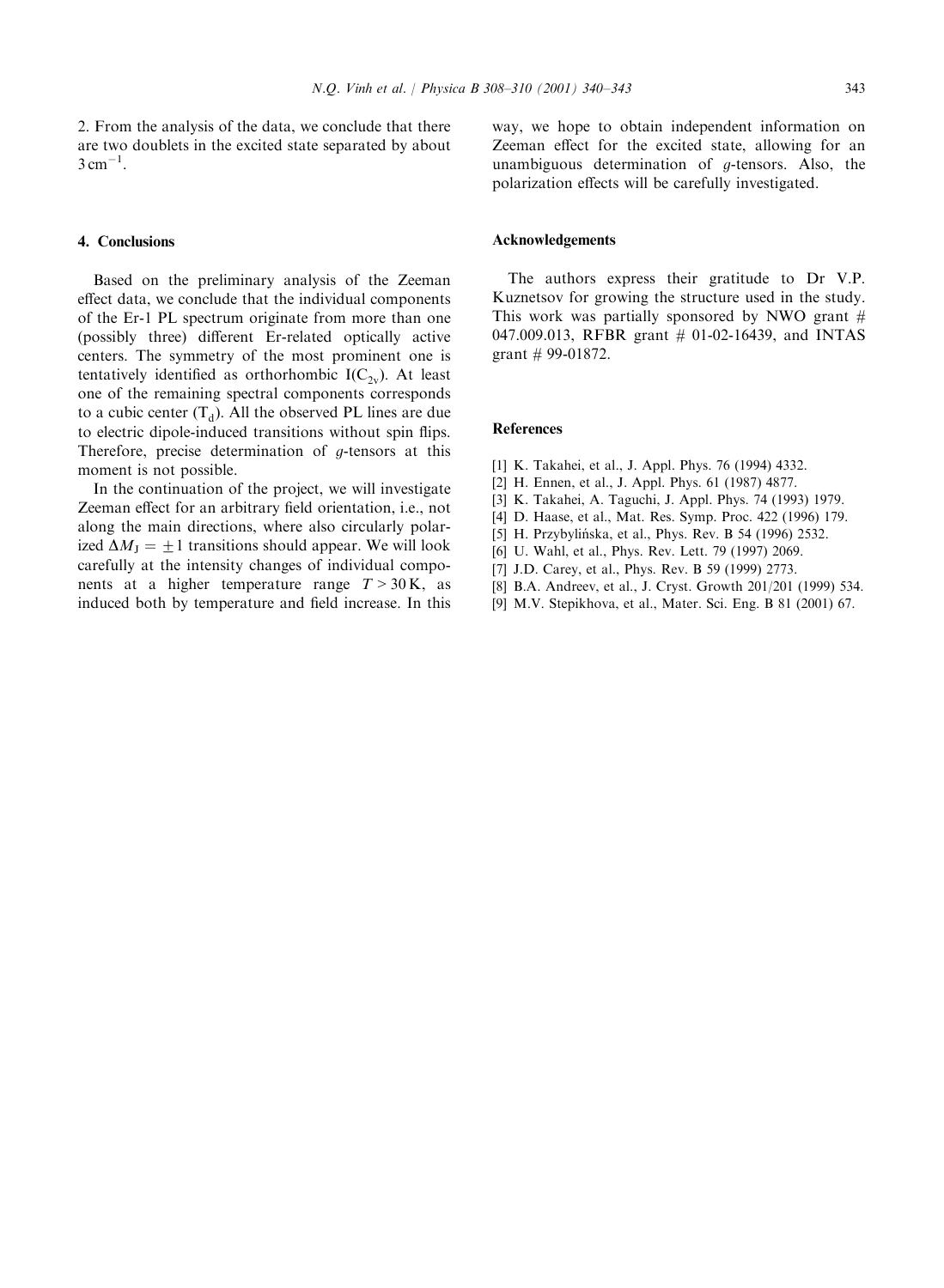2. From the analysis of the data, we conclude that there are two doublets in the excited state separated by about $3\,\text{cm}^{-1}$.

## 4. Conclusions

Based on the preliminary analysis of the Zeeman effect data, we conclude that the individual components of the Er-1 PL spectrum originate from more than one (possibly three) different Er-related optically active centers. The symmetry of the most prominent one is tentatively identified as orthorhombic I($C_{2v}$). At least one of the remaining spectral components corresponds to a cubic center ($T_d$). All the observed PL lines are due to electric dipole-induced transitions without spin flips. Therefore, precise determination of *g*-tensors at this moment is not possible.

In the continuation of the project, we will investigate Zeeman effect for an arbitrary field orientation, i.e., not along the main directions, where also circularly polarized $\Delta M_J = \pm 1$ transitions should appear. We will look carefully at the intensity changes of individual components at a higher temperature range $T > 30\,\text{K}$, as induced both by temperature and field increase. In this way, we hope to obtain independent information on Zeeman effect for the excited state, allowing for an unambiguous determination of *g*-tensors. Also, the polarization effects will be carefully investigated.

## Acknowledgements

The authors express their gratitude to Dr V.P. Kuznetsov for growing the structure used in the study. This work was partially sponsored by NWO grant # 047.009.013, RFBR grant # 01-02-16439, and INTAS grant # 99-01872.

## References

[1] K. Takahei, et al., J. Appl. Phys. 76 (1994) 4332.
[2] H. Ennen, et al., J. Appl. Phys. 61 (1987) 4877.
[3] K. Takahei, A. Taguchi, J. Appl. Phys. 74 (1993) 1979.
[4] D. Haase, et al., Mat. Res. Symp. Proc. 422 (1996) 179.
[5] H. Przybylińska, et al., Phys. Rev. B 54 (1996) 2532.
[6] U. Wahl, et al., Phys. Rev. Lett. 79 (1997) 2069.
[7] J.D. Carey, et al., Phys. Rev. B 59 (1999) 2773.
[8] B.A. Andreev, et al., J. Cryst. Growth 201/201 (1999) 534.
[9] M.V. Stepikhova, et al., Mater. Sci. Eng. B 81 (2001) 67.